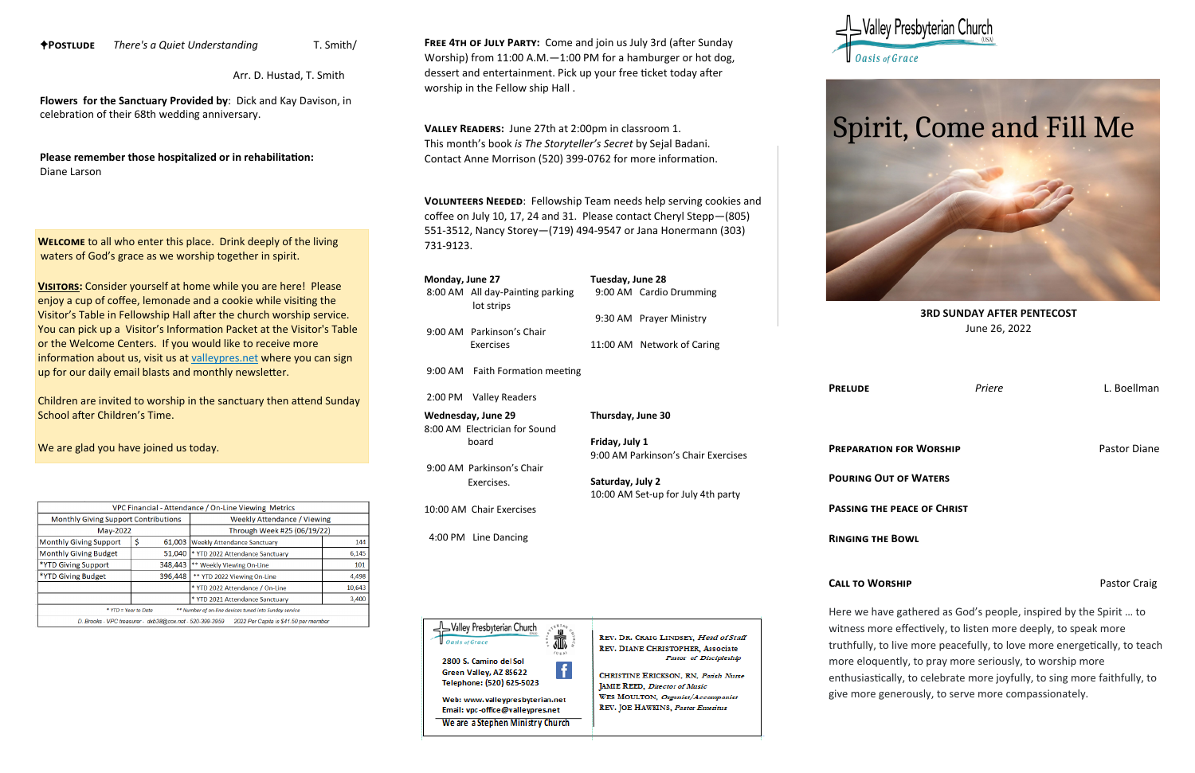✝**POSTLUDE** *There's a Quiet Understanding* T. Smith/

Arr. D. Hustad, T. Smith

**Flowers for the Sanctuary Provided by**: Dick and Kay Davison, in celebration of their 68th wedding anniversary.

**Please remember those hospitalized or in rehabilitation:**
Diane Larson

**WELCOME** to all who enter this place. Drink deeply of the living waters of God's grace as we worship together in spirit.

**VISITORS:** Consider yourself at home while you are here! Please enjoy a cup of coffee, lemonade and a cookie while visiting the Visitor's Table in Fellowship Hall after the church worship service. You can pick up a Visitor's Information Packet at the Visitor's Table or the Welcome Centers. If you would like to receive more information about us, visit us at valleypres.net where you can sign up for our daily email blasts and monthly newsletter.

Children are invited to worship in the sanctuary then attend Sunday School after Children's Time.

We are glad you have joined us today.

| VPC Financial - Attendance / On-Line Viewing Metrics | | | | |
|---|---|---|---|---|
| Monthly Giving Support Contributions | | | Weekly Attendance / Viewing | |
| May-2022 | | | Through Week #25 (06/19/22) | |
| Monthly Giving Support | $ | 61,003 | Weekly Attendance Sanctuary | 144 |
| Monthly Giving Budget | | 51,040 | * YTD 2022 Attendance Sanctuary | 6,145 |
| *YTD Giving Support | | 348,443 | ** Weekly Viewing On-Line | 101 |
| *YTD Giving Budget | | 396,448 | ** YTD 2022 Viewing On-Line | 4,498 |
| | | | * YTD 2022 Attendance / On-Line | 10,643 |
| | | | * YTD 2021 Attendance Sanctuary | 3,400 |
| * YTD = Year to Date | | | ** Number of on-line devices tuned into Sunday service | |
| D. Brooks - VPC treasurer - dxb38@cox.net - 520-399-3959 | | | 2022 Per Capita is $41.50 per member | |

**FREE 4TH OF JULY PARTY:** Come and join us July 3rd (after Sunday Worship) from 11:00 A.M.—1:00 PM for a hamburger or hot dog, dessert and entertainment. Pick up your free ticket today after worship in the Fellow ship Hall .

**VALLEY READERS:** June 27th at 2:00pm in classroom 1.
This month's book *is The Storyteller's Secret* by Sejal Badani.
Contact Anne Morrison (520) 399-0762 for more information.

**VOLUNTEERS NEEDED**: Fellowship Team needs help serving cookies and coffee on July 10, 17, 24 and 31. Please contact Cheryl Stepp—(805) 551-3512, Nancy Storey—(719) 494-9547 or Jana Honermann (303) 731-9123.

**Monday, June 27**
8:00 AM All day-Painting parking lot strips
9:00 AM Parkinson's Chair Exercises
9:00 AM Faith Formation meeting
2:00 PM Valley Readers

**Tuesday, June 28**
9:00 AM Cardio Drumming
9:30 AM Prayer Ministry
11:00 AM Network of Caring

**Wednesday, June 29**
8:00 AM Electrician for Sound board
9:00 AM Parkinson's Chair Exercises.
10:00 AM Chair Exercises
4:00 PM Line Dancing

**Thursday, June 30**

**Friday, July 1**
9:00 AM Parkinson's Chair Exercises

**Saturday, July 2**
10:00 AM Set-up for July 4th party

Valley Presbyterian Church (USA)
*Oasis of Grace*

2800 S. Camino del Sol
Green Valley, AZ 85622
Telephone: (520) 625-5023

Web: www.valleypresbyterian.net
Email: vpc-office@valleypres.net

We are a Stephen Ministry Church

REV. DR. CRAIG LINDSEY, *Head of Staff*
REV. DIANE CHRISTOPHER, Associate *Pastor of Discipleship*

CHRISTINE ERICKSON, RN, *Parish Nurse*
JAMIE REED, *Director of Music*
WES MOULTON, *Organist/Accompanist*
REV. JOE HAWKINS, *Pastor Emeritus*

Valley Presbyterian Church (USA)
*Oasis of Grace*

# Spirit, Come and Fill Me

**3RD SUNDAY AFTER PENTECOST**
June 26, 2022

**PRELUDE** *Priere* L. Boellman

**PREPARATION FOR WORSHIP** Pastor Diane

**POURING OUT OF WATERS**

**PASSING THE PEACE OF CHRIST**

**RINGING THE BOWL**

**CALL TO WORSHIP** Pastor Craig

Here we have gathered as God's people, inspired by the Spirit … to witness more effectively, to listen more deeply, to speak more truthfully, to live more peacefully, to love more energetically, to teach more eloquently, to pray more seriously, to worship more enthusiastically, to celebrate more joyfully, to sing more faithfully, to give more generously, to serve more compassionately.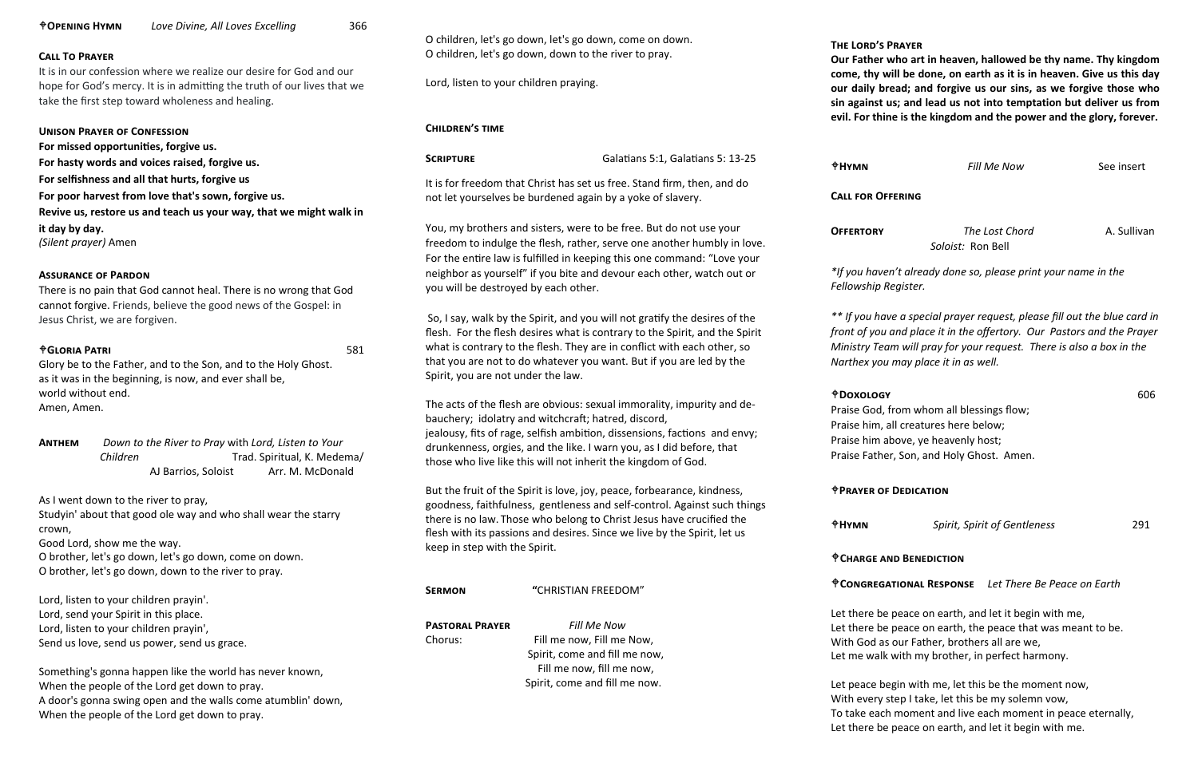**✝Opening Hymn** *Love Divine, All Loves Excelling* 366

**Call To Prayer**

It is in our confession where we realize our desire for God and our hope for God's mercy. It is in admitting the truth of our lives that we take the first step toward wholeness and healing.

**Unison Prayer of Confession**

**For missed opportunities, forgive us.**
**For hasty words and voices raised, forgive us.**
**For selfishness and all that hurts, forgive us**
**For poor harvest from love that's sown, forgive us.**
**Revive us, restore us and teach us your way, that we might walk in it day by day.**
*(Silent prayer)* Amen

**Assurance of Pardon**

There is no pain that God cannot heal. There is no wrong that God cannot forgive. Friends, believe the good news of the Gospel: in Jesus Christ, we are forgiven.

**✝Gloria Patri** 581

Glory be to the Father, and to the Son, and to the Holy Ghost.
as it was in the beginning, is now, and ever shall be,
world without end.
Amen, Amen.

**Anthem** *Down to the River to Pray* with *Lord, Listen to Your Children* Trad. Spiritual, K. Medema/
AJ Barrios, Soloist Arr. M. McDonald

As I went down to the river to pray,
Studyin' about that good ole way and who shall wear the starry crown,
Good Lord, show me the way.
O brother, let's go down, let's go down, come on down.
O brother, let's go down, down to the river to pray.

Lord, listen to your children prayin'.
Lord, send your Spirit in this place.
Lord, listen to your children prayin',
Send us love, send us power, send us grace.

Something's gonna happen like the world has never known,
When the people of the Lord get down to pray.
A door's gonna swing open and the walls come atumblin' down,
When the people of the Lord get down to pray.

O children, let's go down, let's go down, come on down.
O children, let's go down, down to the river to pray.

Lord, listen to your children praying.

**Children's time**

**Scripture** Galatians 5:1, Galatians 5: 13-25

It is for freedom that Christ has set us free. Stand firm, then, and do not let yourselves be burdened again by a yoke of slavery.

You, my brothers and sisters, were to be free. But do not use your freedom to indulge the flesh, rather, serve one another humbly in love. For the entire law is fulfilled in keeping this one command: "Love your neighbor as yourself" if you bite and devour each other, watch out or you will be destroyed by each other.

So, I say, walk by the Spirit, and you will not gratify the desires of the flesh. For the flesh desires what is contrary to the Spirit, and the Spirit what is contrary to the flesh. They are in conflict with each other, so that you are not to do whatever you want. But if you are led by the Spirit, you are not under the law.

The acts of the flesh are obvious: sexual immorality, impurity and debauchery; idolatry and witchcraft; hatred, discord,
jealousy, fits of rage, selfish ambition, dissensions, factions and envy; drunkenness, orgies, and the like. I warn you, as I did before, that those who live like this will not inherit the kingdom of God.

But the fruit of the Spirit is love, joy, peace, forbearance, kindness, goodness, faithfulness, gentleness and self-control. Against such things there is no law. Those who belong to Christ Jesus have crucified the flesh with its passions and desires. Since we live by the Spirit, let us keep in step with the Spirit.

**Sermon** **"**CHRISTIAN FREEDOM"

**Pastoral Prayer** *Fill Me Now*

Chorus:
Fill me now, Fill me Now,
Spirit, come and fill me now,
Fill me now, fill me now,
Spirit, come and fill me now.

**The Lord's Prayer**

**Our Father who art in heaven, hallowed be thy name. Thy kingdom come, thy will be done, on earth as it is in heaven. Give us this day our daily bread; and forgive us our sins, as we forgive those who sin against us; and lead us not into temptation but deliver us from evil. For thine is the kingdom and the power and the glory, forever.**

**✝Hymn** *Fill Me Now* See insert

**Call for Offering**

**Offertory** *The Lost Chord* A. Sullivan
Soloist: Ron Bell

*\*If you haven't already done so, please print your name in the Fellowship Register.*

*\*\* If you have a special prayer request, please fill out the blue card in front of you and place it in the offertory. Our Pastors and the Prayer Ministry Team will pray for your request. There is also a box in the Narthex you may place it in as well.*

**✝Doxology** 606

Praise God, from whom all blessings flow;
Praise him, all creatures here below;
Praise him above, ye heavenly host;
Praise Father, Son, and Holy Ghost. Amen.

**✝Prayer of Dedication**

**✝Hymn** *Spirit, Spirit of Gentleness* 291

**✝Charge and Benediction**

**✝Congregational Response** *Let There Be Peace on Earth*

Let there be peace on earth, and let it begin with me,
Let there be peace on earth, the peace that was meant to be.
With God as our Father, brothers all are we,
Let me walk with my brother, in perfect harmony.

Let peace begin with me, let this be the moment now,
With every step I take, let this be my solemn vow,
To take each moment and live each moment in peace eternally,
Let there be peace on earth, and let it begin with me.